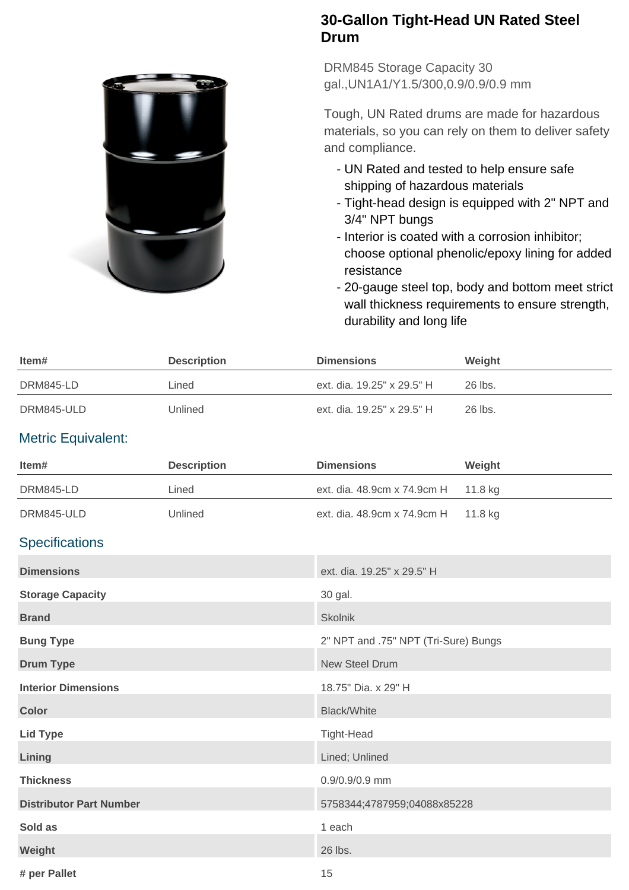# 30-Gallon Tight-Head UN Rated Steel Drum

DRM845 Storage Capacity 30 gal.,UN1A1/Y1.5/300,0.9/0.9/0.9 mm

Tough, UN Rated drums are made for hazardous materials, so you can rely on them to deliver safety and compliance.

- UN Rated and tested to help ensure safe shipping of hazardous materials
- Tight-head design is equipped with 2" NPT and 3/4" NPT bungs
- Interior is coated with a corrosion inhibitor; choose optional phenolic/epoxy lining for added resistance
- 20-gauge steel top, body and bottom meet strict wall thickness requirements to ensure strength, durability and long life

| Item# | Description | Dimensions | Weight |
|---|---|---|---|
| DRM845-LD | Lined | ext. dia. 19.25" x 29.5" H | 26 lbs. |
| DRM845-ULD | Unlined | ext. dia. 19.25" x 29.5" H | 26 lbs. |

## Metric Equivalent:

| Item# | Description | Dimensions | Weight |
|---|---|---|---|
| DRM845-LD | Lined | ext. dia. 48.9cm x 74.9cm H | 11.8 kg |
| DRM845-ULD | Unlined | ext. dia. 48.9cm x 74.9cm H | 11.8 kg |

## Specifications

| | |
|---|---|
| **Dimensions** | ext. dia. 19.25" x 29.5" H |
| **Storage Capacity** | 30 gal. |
| **Brand** | Skolnik |
| **Bung Type** | 2" NPT and .75" NPT (Tri-Sure) Bungs |
| **Drum Type** | New Steel Drum |
| **Interior Dimensions** | 18.75" Dia. x 29" H |
| **Color** | Black/White |
| **Lid Type** | Tight-Head |
| **Lining** | Lined; Unlined |
| **Thickness** | 0.9/0.9/0.9 mm |
| **Distributor Part Number** | 5758344;4787959;04088x85228 |
| **Sold as** | 1 each |
| **Weight** | 26 lbs. |
| **# per Pallet** | 15 |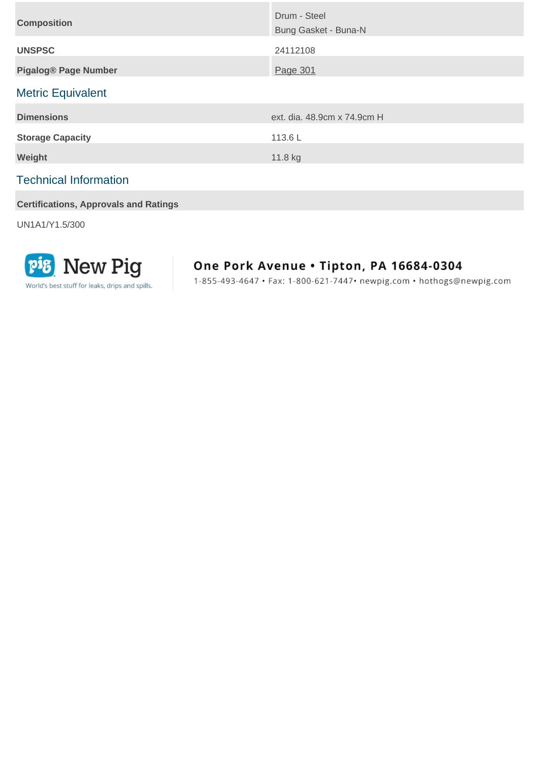| | |
|---|---|
| **Composition** | Drum - Steel<br>Bung Gasket - Buna-N |
| **UNSPSC** | 24112108 |
| **Pigalog® Page Number** | Page 301 |

## Metric Equivalent

| | |
|---|---|
| **Dimensions** | ext. dia. 48.9cm x 74.9cm H |
| **Storage Capacity** | 113.6 L |
| **Weight** | 11.8 kg |

## Technical Information

**Certifications, Approvals and Ratings**

UN1A1/Y1.5/300

New Pig

World's best stuff for leaks, drips and spills.

**One Pork Avenue • Tipton, PA 16684-0304**

1-855-493-4647 • Fax: 1-800-621-7447• newpig.com • hothogs@newpig.com